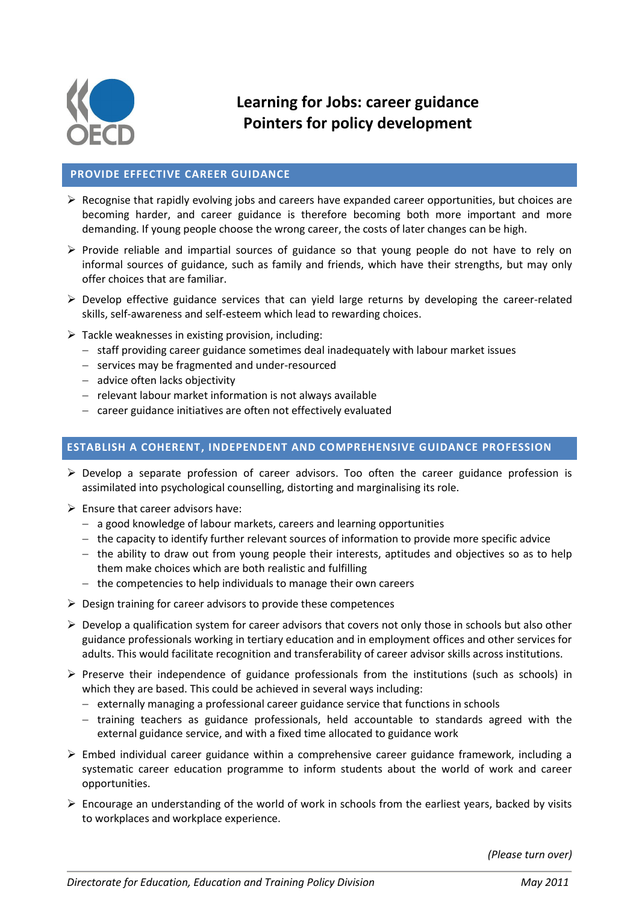# Learning for Jobs: career guidance
# Pointers for policy development

## PROVIDE EFFECTIVE CAREER GUIDANCE

- Recognise that rapidly evolving jobs and careers have expanded career opportunities, but choices are becoming harder, and career guidance is therefore becoming both more important and more demanding. If young people choose the wrong career, the costs of later changes can be high.
- Provide reliable and impartial sources of guidance so that young people do not have to rely on informal sources of guidance, such as family and friends, which have their strengths, but may only offer choices that are familiar.
- Develop effective guidance services that can yield large returns by developing the career-related skills, self-awareness and self-esteem which lead to rewarding choices.
- Tackle weaknesses in existing provision, including:
  - staff providing career guidance sometimes deal inadequately with labour market issues
  - services may be fragmented and under-resourced
  - advice often lacks objectivity
  - relevant labour market information is not always available
  - career guidance initiatives are often not effectively evaluated

## ESTABLISH A COHERENT, INDEPENDENT AND COMPREHENSIVE GUIDANCE PROFESSION

- Develop a separate profession of career advisors. Too often the career guidance profession is assimilated into psychological counselling, distorting and marginalising its role.
- Ensure that career advisors have:
  - a good knowledge of labour markets, careers and learning opportunities
  - the capacity to identify further relevant sources of information to provide more specific advice
  - the ability to draw out from young people their interests, aptitudes and objectives so as to help them make choices which are both realistic and fulfilling
  - the competencies to help individuals to manage their own careers
- Design training for career advisors to provide these competences
- Develop a qualification system for career advisors that covers not only those in schools but also other guidance professionals working in tertiary education and in employment offices and other services for adults. This would facilitate recognition and transferability of career advisor skills across institutions.
- Preserve their independence of guidance professionals from the institutions (such as schools) in which they are based. This could be achieved in several ways including:
  - externally managing a professional career guidance service that functions in schools
  - training teachers as guidance professionals, held accountable to standards agreed with the external guidance service, and with a fixed time allocated to guidance work
- Embed individual career guidance within a comprehensive career guidance framework, including a systematic career education programme to inform students about the world of work and career opportunities.
- Encourage an understanding of the world of work in schools from the earliest years, backed by visits to workplaces and workplace experience.

*(Please turn over)*

*Directorate for Education, Education and Training Policy Division* — *May 2011*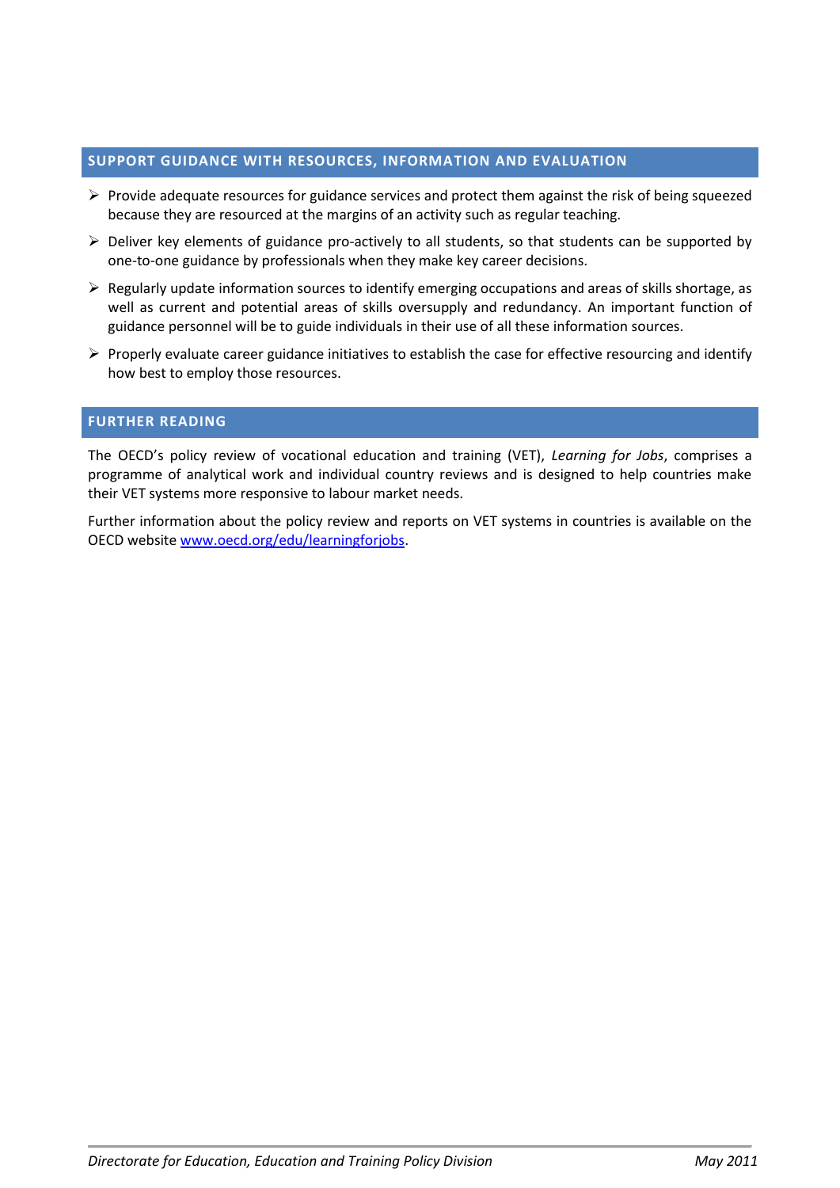## SUPPORT GUIDANCE WITH RESOURCES, INFORMATION AND EVALUATION

- Provide adequate resources for guidance services and protect them against the risk of being squeezed because they are resourced at the margins of an activity such as regular teaching.
- Deliver key elements of guidance pro-actively to all students, so that students can be supported by one-to-one guidance by professionals when they make key career decisions.
- Regularly update information sources to identify emerging occupations and areas of skills shortage, as well as current and potential areas of skills oversupply and redundancy. An important function of guidance personnel will be to guide individuals in their use of all these information sources.
- Properly evaluate career guidance initiatives to establish the case for effective resourcing and identify how best to employ those resources.

## FURTHER READING

The OECD's policy review of vocational education and training (VET), *Learning for Jobs*, comprises a programme of analytical work and individual country reviews and is designed to help countries make their VET systems more responsive to labour market needs.

Further information about the policy review and reports on VET systems in countries is available on the OECD website [www.oecd.org/edu/learningforjobs](http://www.oecd.org/edu/learningforjobs).

*Directorate for Education, Education and Training Policy Division* *May 2011*